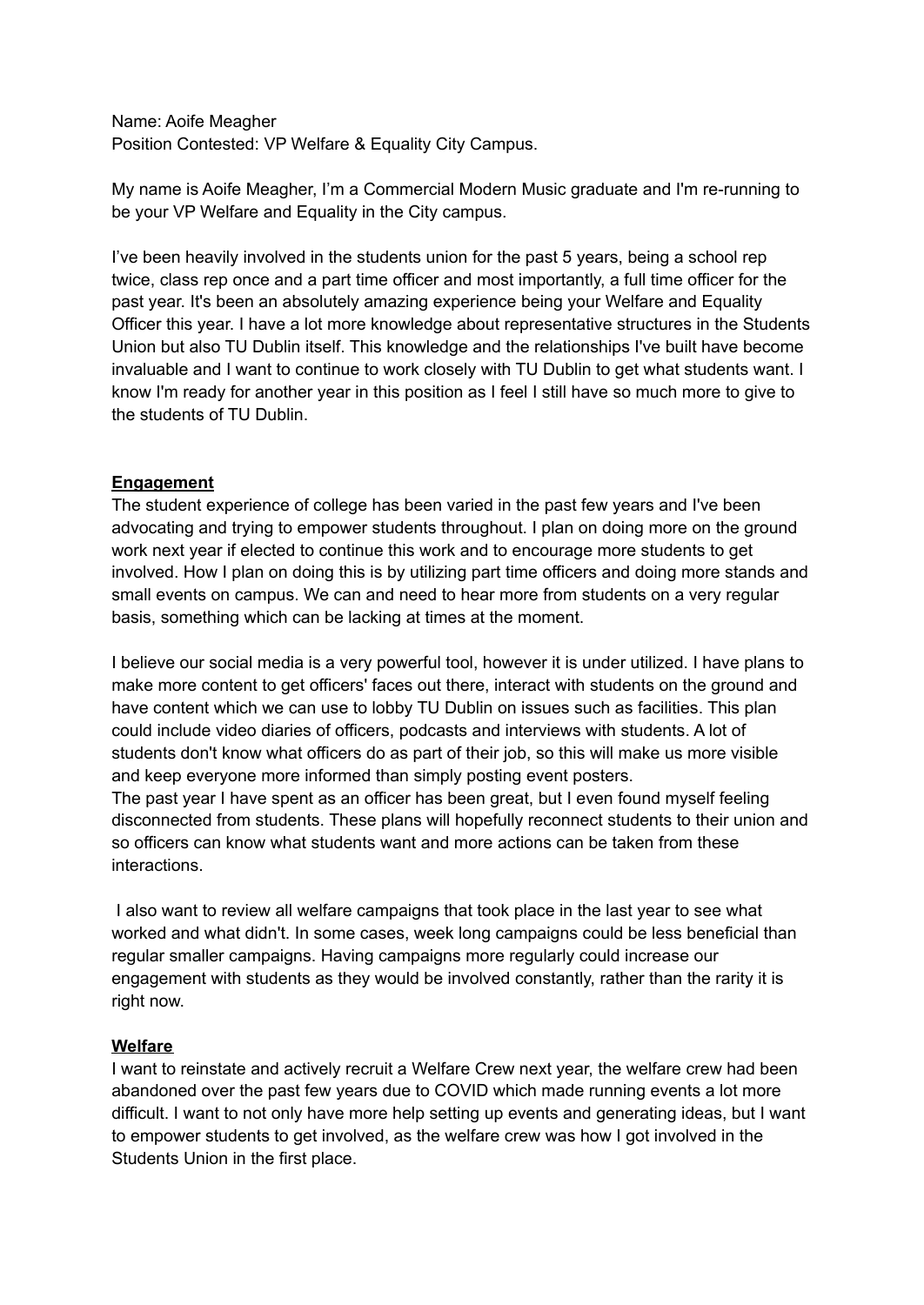Name: Aoife Meagher
Position Contested: VP Welfare & Equality City Campus.

My name is Aoife Meagher, I'm a Commercial Modern Music graduate and I'm re-running to be your VP Welfare and Equality in the City campus.

I've been heavily involved in the students union for the past 5 years, being a school rep twice, class rep once and a part time officer and most importantly, a full time officer for the past year. It's been an absolutely amazing experience being your Welfare and Equality Officer this year. I have a lot more knowledge about representative structures in the Students Union but also TU Dublin itself. This knowledge and the relationships I've built have become invaluable and I want to continue to work closely with TU Dublin to get what students want. I know I'm ready for another year in this position as I feel I still have so much more to give to the students of TU Dublin.

## Engagement

The student experience of college has been varied in the past few years and I've been advocating and trying to empower students throughout. I plan on doing more on the ground work next year if elected to continue this work and to encourage more students to get involved. How I plan on doing this is by utilizing part time officers and doing more stands and small events on campus. We can and need to hear more from students on a very regular basis, something which can be lacking at times at the moment.

I believe our social media is a very powerful tool, however it is under utilized. I have plans to make more content to get officers' faces out there, interact with students on the ground and have content which we can use to lobby TU Dublin on issues such as facilities. This plan could include video diaries of officers, podcasts and interviews with students. A lot of students don't know what officers do as part of their job, so this will make us more visible and keep everyone more informed than simply posting event posters.
The past year I have spent as an officer has been great, but I even found myself feeling disconnected from students. These plans will hopefully reconnect students to their union and so officers can know what students want and more actions can be taken from these interactions.

I also want to review all welfare campaigns that took place in the last year to see what worked and what didn't. In some cases, week long campaigns could be less beneficial than regular smaller campaigns. Having campaigns more regularly could increase our engagement with students as they would be involved constantly, rather than the rarity it is right now.

## Welfare

I want to reinstate and actively recruit a Welfare Crew next year, the welfare crew had been abandoned over the past few years due to COVID which made running events a lot more difficult. I want to not only have more help setting up events and generating ideas, but I want to empower students to get involved, as the welfare crew was how I got involved in the Students Union in the first place.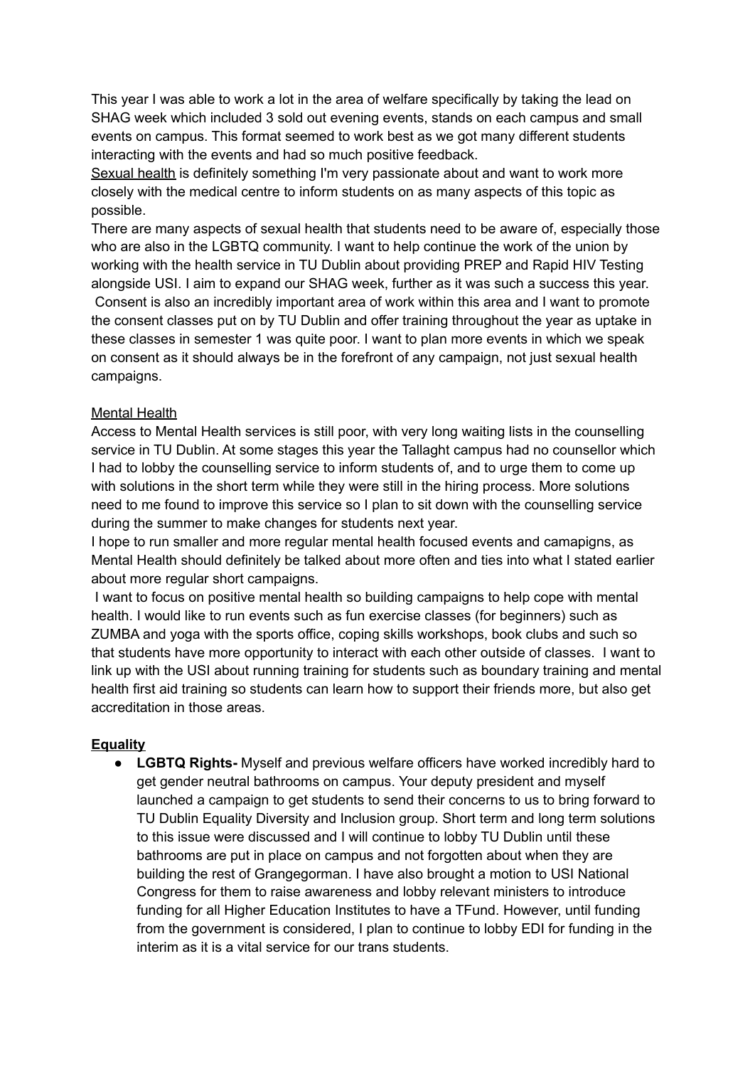This year I was able to work a lot in the area of welfare specifically by taking the lead on SHAG week which included 3 sold out evening events, stands on each campus and small events on campus. This format seemed to work best as we got many different students interacting with the events and had so much positive feedback.

Sexual health is definitely something I'm very passionate about and want to work more closely with the medical centre to inform students on as many aspects of this topic as possible.

There are many aspects of sexual health that students need to be aware of, especially those who are also in the LGBTQ community. I want to help continue the work of the union by working with the health service in TU Dublin about providing PREP and Rapid HIV Testing alongside USI. I aim to expand our SHAG week, further as it was such a success this year. Consent is also an incredibly important area of work within this area and I want to promote the consent classes put on by TU Dublin and offer training throughout the year as uptake in these classes in semester 1 was quite poor. I want to plan more events in which we speak on consent as it should always be in the forefront of any campaign, not just sexual health campaigns.

Mental Health

Access to Mental Health services is still poor, with very long waiting lists in the counselling service in TU Dublin. At some stages this year the Tallaght campus had no counsellor which I had to lobby the counselling service to inform students of, and to urge them to come up with solutions in the short term while they were still in the hiring process. More solutions need to me found to improve this service so I plan to sit down with the counselling service during the summer to make changes for students next year.

I hope to run smaller and more regular mental health focused events and camapigns, as Mental Health should definitely be talked about more often and ties into what I stated earlier about more regular short campaigns.

I want to focus on positive mental health so building campaigns to help cope with mental health. I would like to run events such as fun exercise classes (for beginners) such as ZUMBA and yoga with the sports office, coping skills workshops, book clubs and such so that students have more opportunity to interact with each other outside of classes. I want to link up with the USI about running training for students such as boundary training and mental health first aid training so students can learn how to support their friends more, but also get accreditation in those areas.

**Equality**

- **LGBTQ Rights-** Myself and previous welfare officers have worked incredibly hard to get gender neutral bathrooms on campus. Your deputy president and myself launched a campaign to get students to send their concerns to us to bring forward to TU Dublin Equality Diversity and Inclusion group. Short term and long term solutions to this issue were discussed and I will continue to lobby TU Dublin until these bathrooms are put in place on campus and not forgotten about when they are building the rest of Grangegorman. I have also brought a motion to USI National Congress for them to raise awareness and lobby relevant ministers to introduce funding for all Higher Education Institutes to have a TFund. However, until funding from the government is considered, I plan to continue to lobby EDI for funding in the interim as it is a vital service for our trans students.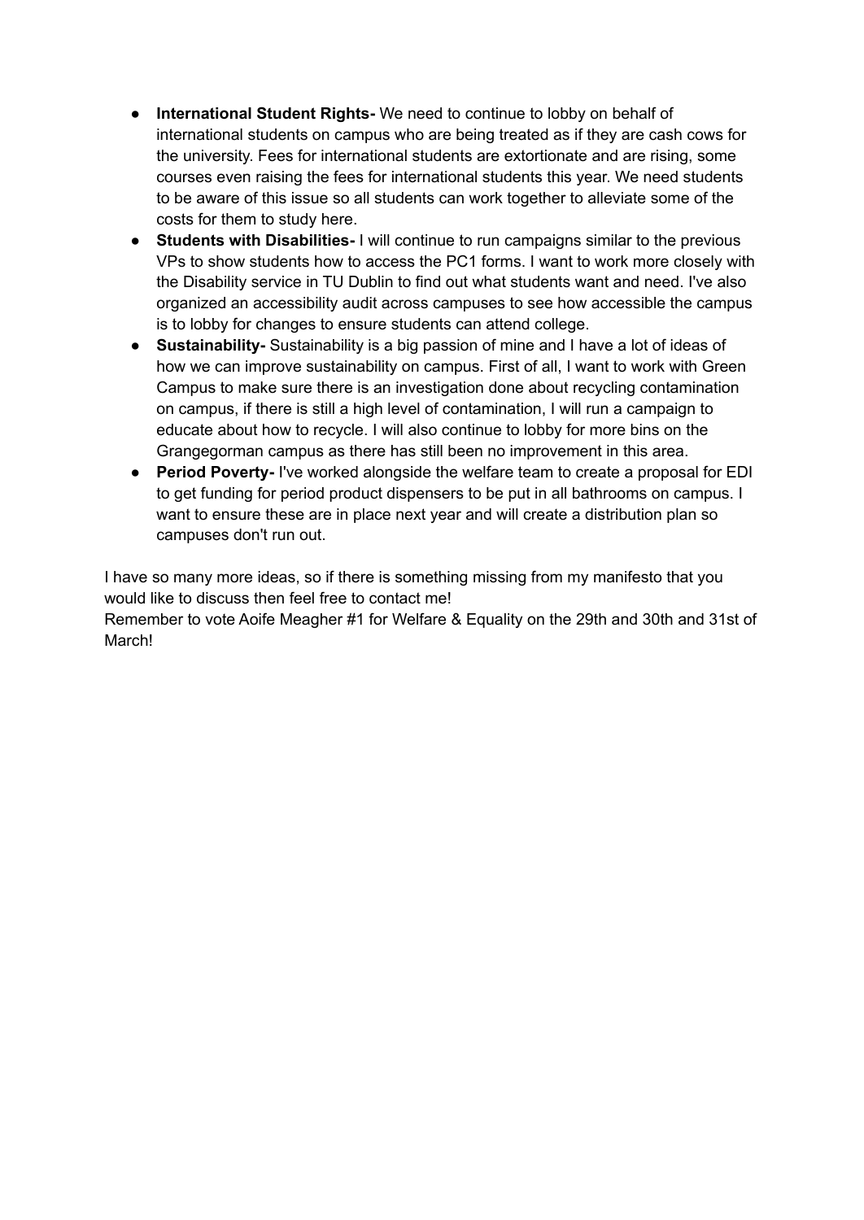- **International Student Rights-** We need to continue to lobby on behalf of international students on campus who are being treated as if they are cash cows for the university. Fees for international students are extortionate and are rising, some courses even raising the fees for international students this year. We need students to be aware of this issue so all students can work together to alleviate some of the costs for them to study here.
- **Students with Disabilities-** I will continue to run campaigns similar to the previous VPs to show students how to access the PC1 forms. I want to work more closely with the Disability service in TU Dublin to find out what students want and need. I've also organized an accessibility audit across campuses to see how accessible the campus is to lobby for changes to ensure students can attend college.
- **Sustainability-** Sustainability is a big passion of mine and I have a lot of ideas of how we can improve sustainability on campus. First of all, I want to work with Green Campus to make sure there is an investigation done about recycling contamination on campus, if there is still a high level of contamination, I will run a campaign to educate about how to recycle. I will also continue to lobby for more bins on the Grangegorman campus as there has still been no improvement in this area.
- **Period Poverty-** I've worked alongside the welfare team to create a proposal for EDI to get funding for period product dispensers to be put in all bathrooms on campus. I want to ensure these are in place next year and will create a distribution plan so campuses don't run out.

I have so many more ideas, so if there is something missing from my manifesto that you would like to discuss then feel free to contact me!
Remember to vote Aoife Meagher #1 for Welfare & Equality on the 29th and 30th and 31st of March!